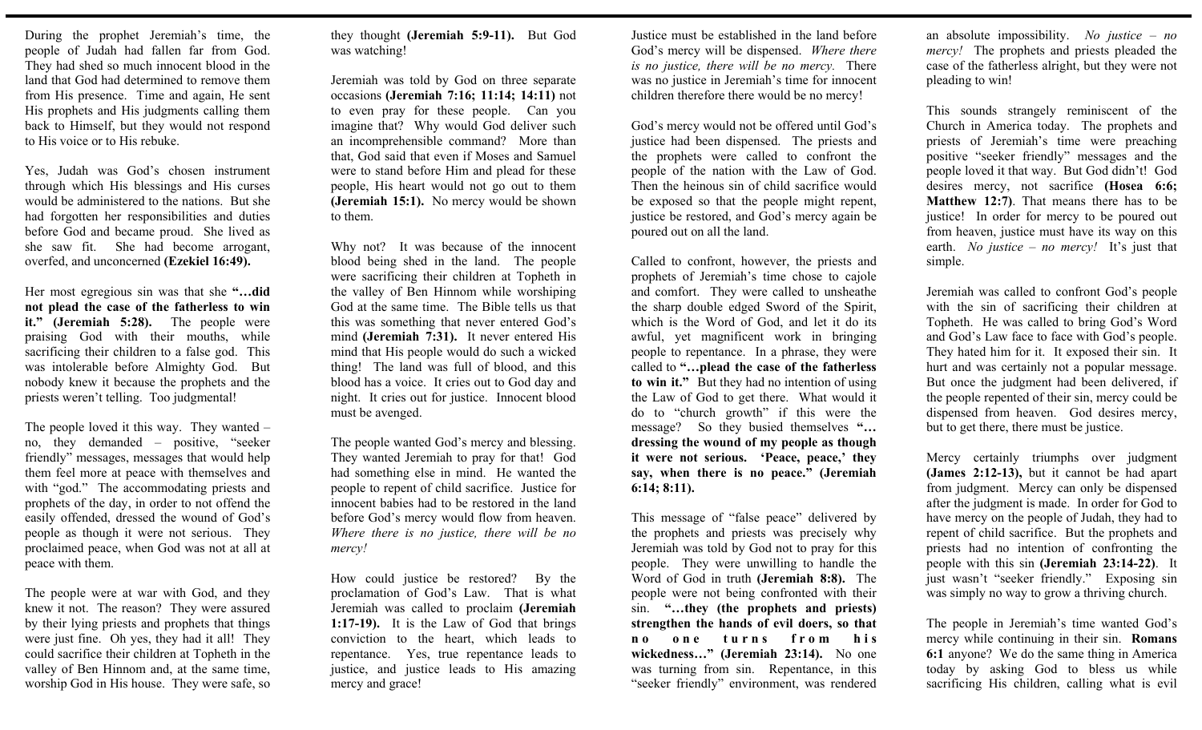During the prophet Jeremiah's time, the people of Judah had fallen far from God. They had shed so much innocent blood in the land that God had determined to remove them from His presence. Time and again, He sent His prophets and His judgments calling them back to Himself, but they would not respond to His voice or to His rebuke.

Yes, Judah was God's chosen instrument through which His blessings and His curses would be administered to the nations. But she had forgotten her responsibilities and duties before God and became proud. She lived as she saw fit. She had become arrogant, overfed, and unconcerned **(Ezekiel 16:49).**

Her most egregious sin was that she **"…did not plead the case of the fatherless to win it." (Jeremiah 5:28).** The people were praising God with their mouths, while sacrificing their children to a false god. This was intolerable before Almighty God. But nobody knew it because the prophets and the priests weren't telling. Too judgmental!

The people loved it this way. They wanted – no, they demanded – positive, "seeker friendly" messages, messages that would help them feel more at peace with themselves and with "god." The accommodating priests and prophets of the day, in order to not offend the easily offended, dressed the wound of God's people as though it were not serious. They proclaimed peace, when God was not at all at peace with them.

The people were at war with God, and they knew it not. The reason? They were assured by their lying priests and prophets that things were just fine. Oh yes, they had it all! They could sacrifice their children at Topheth in the valley of Ben Hinnom and, at the same time, worship God in His house. They were safe, so they thought **(Jeremiah 5:9-11).** But God was watching!

Jeremiah was told by God on three separate occasions **(Jeremiah 7:16; 11:14; 14:11)** not to even pray for these people. Can you imagine that? Why would God deliver such an incomprehensible command? More than that, God said that even if Moses and Samuel were to stand before Him and plead for these people, His heart would not go out to them **(Jeremiah 15:1).** No mercy would be shown to them.

Why not? It was because of the innocent blood being shed in the land. The people were sacrificing their children at Topheth in the valley of Ben Hinnom while worshiping God at the same time. The Bible tells us that this was something that never entered God's mind **(Jeremiah 7:31).** It never entered His mind that His people would do such a wicked thing! The land was full of blood, and this blood has a voice. It cries out to God day and night. It cries out for justice. Innocent blood must be avenged.

The people wanted God's mercy and blessing. They wanted Jeremiah to pray for that! God had something else in mind. He wanted the people to repent of child sacrifice. Justice for innocent babies had to be restored in the land before God's mercy would flow from heaven. *Where there is no justice, there will be no mercy!*

How could justice be restored? By the proclamation of God's Law. That is what Jeremiah was called to proclaim **(Jeremiah 1:17-19).** It is the Law of God that brings conviction to the heart, which leads to repentance. Yes, true repentance leads to justice, and justice leads to His amazing mercy and grace!

Justice must be established in the land before God's mercy will be dispensed. *Where there is no justice, there will be no mercy.* There was no justice in Jeremiah's time for innocent children therefore there would be no mercy!

God's mercy would not be offered until God's justice had been dispensed. The priests and the prophets were called to confront the people of the nation with the Law of God. Then the heinous sin of child sacrifice would be exposed so that the people might repent, justice be restored, and God's mercy again be poured out on all the land.

Called to confront, however, the priests and prophets of Jeremiah's time chose to cajole and comfort. They were called to unsheathe the sharp double edged Sword of the Spirit, which is the Word of God, and let it do its awful, yet magnificent work in bringing people to repentance. In a phrase, they were called to **"…plead the case of the fatherless to win it."** But they had no intention of using the Law of God to get there. What would it do to "church growth" if this were the message? So they busied themselves **"…dressing the wound of my people as though it were not serious. 'Peace, peace,' they say, when there is no peace." (Jeremiah 6:14; 8:11).**

This message of "false peace" delivered by the prophets and priests was precisely why Jeremiah was told by God not to pray for this people. They were unwilling to handle the Word of God in truth **(Jeremiah 8:8).** The people were not being confronted with their sin. **"…they (the prophets and priests) strengthen the hands of evil doers, so that no one turns from his wickedness…" (Jeremiah 23:14).** No one was turning from sin. Repentance, in this "seeker friendly" environment, was rendered an absolute impossibility. *No justice – no mercy!* The prophets and priests pleaded the case of the fatherless alright, but they were not pleading to win!

This sounds strangely reminiscent of the Church in America today. The prophets and priests of Jeremiah's time were preaching positive "seeker friendly" messages and the people loved it that way. But God didn't! God desires mercy, not sacrifice **(Hosea 6:6; Matthew 12:7)**. That means there has to be justice! In order for mercy to be poured out from heaven, justice must have its way on this earth. *No justice – no mercy!* It's just that simple.

Jeremiah was called to confront God's people with the sin of sacrificing their children at Topheth. He was called to bring God's Word and God's Law face to face with God's people. They hated him for it. It exposed their sin. It hurt and was certainly not a popular message. But once the judgment had been delivered, if the people repented of their sin, mercy could be dispensed from heaven. God desires mercy, but to get there, there must be justice.

Mercy certainly triumphs over judgment **(James 2:12-13),** but it cannot be had apart from judgment. Mercy can only be dispensed after the judgment is made. In order for God to have mercy on the people of Judah, they had to repent of child sacrifice. But the prophets and priests had no intention of confronting the people with this sin **(Jeremiah 23:14-22)**. It just wasn't "seeker friendly." Exposing sin was simply no way to grow a thriving church.

The people in Jeremiah's time wanted God's mercy while continuing in their sin. **Romans 6:1** anyone? We do the same thing in America today by asking God to bless us while sacrificing His children, calling what is evil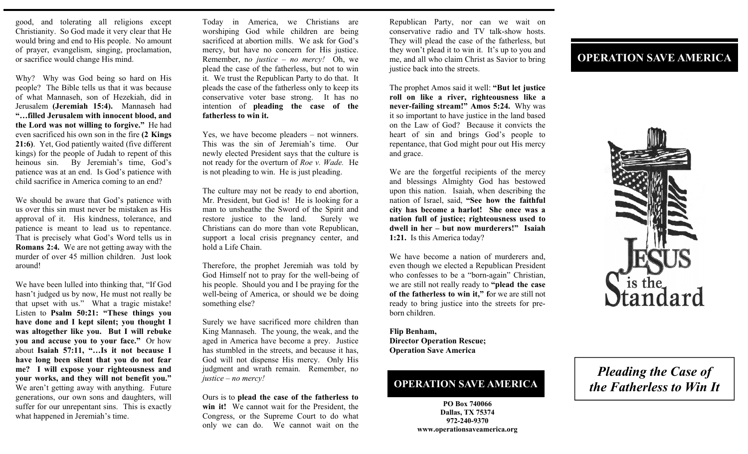good, and tolerating all religions except Christianity. So God made it very clear that He would bring and end to His people. No amount of prayer, evangelism, singing, proclamation, or sacrifice would change His mind.

Why? Why was God being so hard on His people? The Bible tells us that it was because of what Mannaseh, son of Hezekiah, did in Jerusalem **(Jeremiah 15:4).** Mannaseh had **"…filled Jerusalem with innocent blood, and the Lord was not willing to forgive."** He had even sacrificed his own son in the fire **(2 Kings 21:6)**. Yet, God patiently waited (five different kings) for the people of Judah to repent of this heinous sin. By Jeremiah's time, God's patience was at an end. Is God's patience with child sacrifice in America coming to an end?

We should be aware that God's patience with us over this sin must never be mistaken as His approval of it. His kindness, tolerance, and patience is meant to lead us to repentance. That is precisely what God's Word tells us in **Romans 2:4.** We are not getting away with the murder of over 45 million children. Just look around!

We have been lulled into thinking that, "If God hasn't judged us by now, He must not really be that upset with us." What a tragic mistake! Listen to **Psalm 50:21: "These things you have done and I kept silent; you thought I was altogether like you. But I will rebuke you and accuse you to your face."** Or how about **Isaiah 57:11, "…Is it not because I have long been silent that you do not fear me? I will expose your righteousness and your works, and they will not benefit you."** We aren't getting away with anything. Future generations, our own sons and daughters, will suffer for our unrepentant sins. This is exactly what happened in Jeremiah's time.

Today in America, we Christians are worshiping God while children are being sacrificed at abortion mills. We ask for God's mercy, but have no concern for His justice. Remember, n*o justice – no mercy!* Oh, we plead the case of the fatherless, but not to win it. We trust the Republican Party to do that. It pleads the case of the fatherless only to keep its conservative voter base strong. It has no intention of **pleading the case of the fatherless to win it.**

Yes, we have become pleaders – not winners. This was the sin of Jeremiah's time. Our newly elected President says that the culture is not ready for the overturn of *Roe v. Wade.* He is not pleading to win. He is just pleading.

The culture may not be ready to end abortion, Mr. President, but God is! He is looking for a man to unsheathe the Sword of the Spirit and restore justice to the land. Surely we Christians can do more than vote Republican, support a local crisis pregnancy center, and hold a Life Chain.

Therefore, the prophet Jeremiah was told by God Himself not to pray for the well-being of his people. Should you and I be praying for the well-being of America, or should we be doing something else?

Surely we have sacrificed more children than King Mannaseh. The young, the weak, and the aged in America have become a prey. Justice has stumbled in the streets, and because it has, God will not dispense His mercy. Only His judgment and wrath remain. Remember, n*o justice – no mercy!*

Ours is to **plead the case of the fatherless to win it!** We cannot wait for the President, the Congress, or the Supreme Court to do what only we can do. We cannot wait on the Republican Party, nor can we wait on conservative radio and TV talk-show hosts. They will plead the case of the fatherless, but they won't plead it to win it. It's up to you and me, and all who claim Christ as Savior to bring justice back into the streets.

The prophet Amos said it well: **"But let justice roll on like a river, righteousness like a never-failing stream!" Amos 5:24.** Why was it so important to have justice in the land based on the Law of God? Because it convicts the heart of sin and brings God's people to repentance, that God might pour out His mercy and grace.

We are the forgetful recipients of the mercy and blessings Almighty God has bestowed upon this nation. Isaiah, when describing the nation of Israel, said, **"See how the faithful city has become a harlot! She once was a nation full of justice; righteousness used to dwell in her – but now murderers!" Isaiah 1:21.** Is this America today?

We have become a nation of murderers and, even though we elected a Republican President who confesses to be a "born-again" Christian, we are still not really ready to **"plead the case of the fatherless to win it," f**or we are still not ready to bring justice into the streets for pre-born children.

**Flip Benham,**
**Director Operation Rescue;**
**Operation Save America**

## OPERATION SAVE AMERICA

**PO Box 740066**
**Dallas, TX 75374**
**972-240-9370**
**www.operationsaveamerica.org**

## OPERATION SAVE AMERICA

Jesus is the Standard

# *Pleading the Case of the Fatherless to Win It*